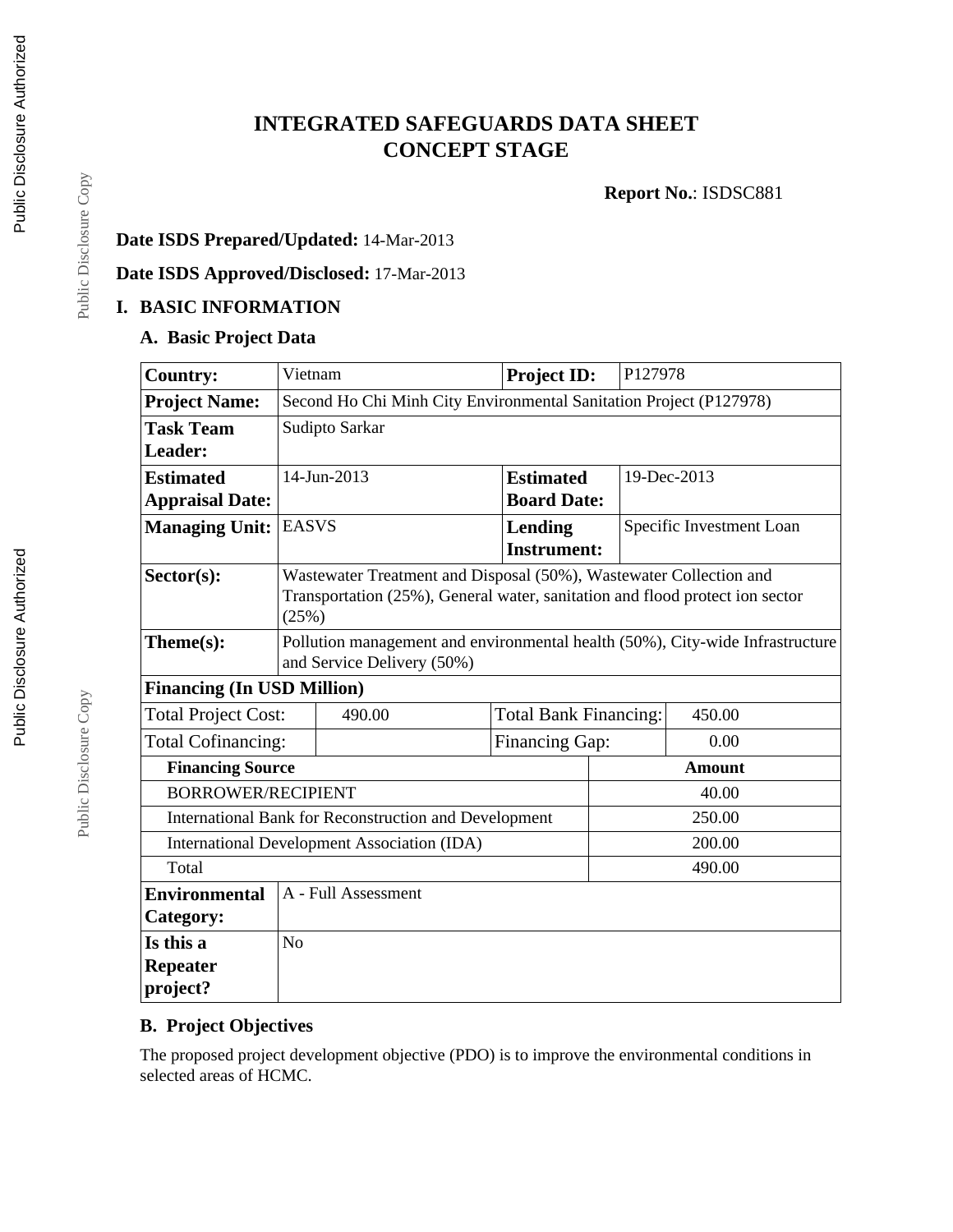# INTEGRATED SAFEGUARDS DATA SHEET
# CONCEPT STAGE

**Report No.**: ISDSC881

**Date ISDS Prepared/Updated:** 14-Mar-2013

**Date ISDS Approved/Disclosed:** 17-Mar-2013

## I. BASIC INFORMATION

### A. Basic Project Data

| | | | |
|---|---|---|---|
| **Country:** | Vietnam | **Project ID:** | P127978 |
| **Project Name:** | Second Ho Chi Minh City Environmental Sanitation Project (P127978) | | |
| **Task Team Leader:** | Sudipto Sarkar | | |
| **Estimated Appraisal Date:** | 14-Jun-2013 | **Estimated Board Date:** | 19-Dec-2013 |
| **Managing Unit:** | EASVS | **Lending Instrument:** | Specific Investment Loan |
| **Sector(s):** | Wastewater Treatment and Disposal (50%), Wastewater Collection and Transportation (25%), General water, sanitation and flood protect ion sector (25%) | | |
| **Theme(s):** | Pollution management and environmental health (50%), City-wide Infrastructure and Service Delivery (50%) | | |

**Financing (In USD Million)**

| | | | |
|---|---|---|---|
| Total Project Cost: | 490.00 | Total Bank Financing: | 450.00 |
| Total Cofinancing: | | Financing Gap: | 0.00 |

| **Financing Source** | **Amount** |
|---|---|
| BORROWER/RECIPIENT | 40.00 |
| International Bank for Reconstruction and Development | 250.00 |
| International Development Association (IDA) | 200.00 |
| Total | 490.00 |

| | |
|---|---|
| **Environmental Category:** | A - Full Assessment |
| **Is this a Repeater project?** | No |

### B. Project Objectives

The proposed project development objective (PDO) is to improve the environmental conditions in selected areas of HCMC.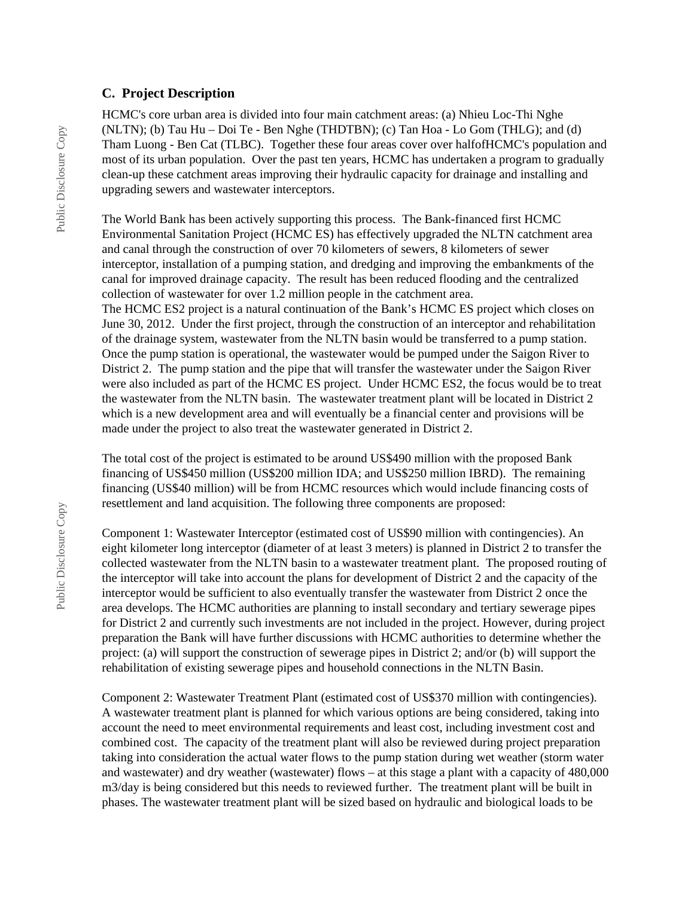### C. Project Description

HCMC's core urban area is divided into four main catchment areas: (a) Nhieu Loc-Thi Nghe (NLTN); (b) Tau Hu – Doi Te - Ben Nghe (THDTBN); (c) Tan Hoa - Lo Gom (THLG); and (d) Tham Luong - Ben Cat (TLBC). Together these four areas cover over halfofHCMC's population and most of its urban population. Over the past ten years, HCMC has undertaken a program to gradually clean-up these catchment areas improving their hydraulic capacity for drainage and installing and upgrading sewers and wastewater interceptors.

The World Bank has been actively supporting this process. The Bank-financed first HCMC Environmental Sanitation Project (HCMC ES) has effectively upgraded the NLTN catchment area and canal through the construction of over 70 kilometers of sewers, 8 kilometers of sewer interceptor, installation of a pumping station, and dredging and improving the embankments of the canal for improved drainage capacity. The result has been reduced flooding and the centralized collection of wastewater for over 1.2 million people in the catchment area.
The HCMC ES2 project is a natural continuation of the Bank's HCMC ES project which closes on June 30, 2012. Under the first project, through the construction of an interceptor and rehabilitation of the drainage system, wastewater from the NLTN basin would be transferred to a pump station. Once the pump station is operational, the wastewater would be pumped under the Saigon River to District 2. The pump station and the pipe that will transfer the wastewater under the Saigon River were also included as part of the HCMC ES project. Under HCMC ES2, the focus would be to treat the wastewater from the NLTN basin. The wastewater treatment plant will be located in District 2 which is a new development area and will eventually be a financial center and provisions will be made under the project to also treat the wastewater generated in District 2.

The total cost of the project is estimated to be around US$490 million with the proposed Bank financing of US$450 million (US$200 million IDA; and US$250 million IBRD). The remaining financing (US$40 million) will be from HCMC resources which would include financing costs of resettlement and land acquisition. The following three components are proposed:

Component 1: Wastewater Interceptor (estimated cost of US$90 million with contingencies). An eight kilometer long interceptor (diameter of at least 3 meters) is planned in District 2 to transfer the collected wastewater from the NLTN basin to a wastewater treatment plant. The proposed routing of the interceptor will take into account the plans for development of District 2 and the capacity of the interceptor would be sufficient to also eventually transfer the wastewater from District 2 once the area develops. The HCMC authorities are planning to install secondary and tertiary sewerage pipes for District 2 and currently such investments are not included in the project. However, during project preparation the Bank will have further discussions with HCMC authorities to determine whether the project: (a) will support the construction of sewerage pipes in District 2; and/or (b) will support the rehabilitation of existing sewerage pipes and household connections in the NLTN Basin.

Component 2: Wastewater Treatment Plant (estimated cost of US$370 million with contingencies). A wastewater treatment plant is planned for which various options are being considered, taking into account the need to meet environmental requirements and least cost, including investment cost and combined cost. The capacity of the treatment plant will also be reviewed during project preparation taking into consideration the actual water flows to the pump station during wet weather (storm water and wastewater) and dry weather (wastewater) flows – at this stage a plant with a capacity of 480,000 m3/day is being considered but this needs to reviewed further. The treatment plant will be built in phases. The wastewater treatment plant will be sized based on hydraulic and biological loads to be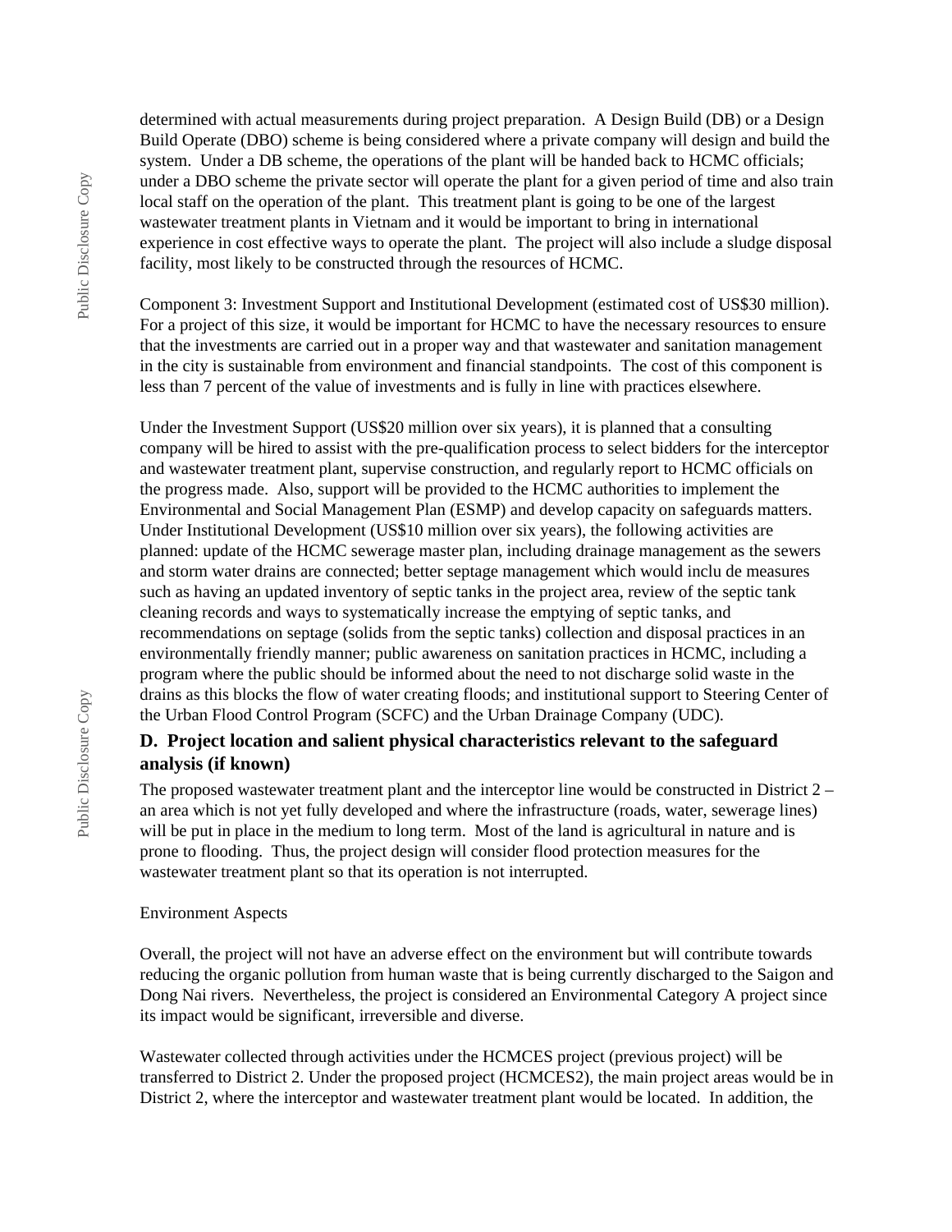determined with actual measurements during project preparation. A Design Build (DB) or a Design Build Operate (DBO) scheme is being considered where a private company will design and build the system. Under a DB scheme, the operations of the plant will be handed back to HCMC officials; under a DBO scheme the private sector will operate the plant for a given period of time and also train local staff on the operation of the plant. This treatment plant is going to be one of the largest wastewater treatment plants in Vietnam and it would be important to bring in international experience in cost effective ways to operate the plant. The project will also include a sludge disposal facility, most likely to be constructed through the resources of HCMC.

Component 3: Investment Support and Institutional Development (estimated cost of US$30 million). For a project of this size, it would be important for HCMC to have the necessary resources to ensure that the investments are carried out in a proper way and that wastewater and sanitation management in the city is sustainable from environment and financial standpoints. The cost of this component is less than 7 percent of the value of investments and is fully in line with practices elsewhere.

Under the Investment Support (US$20 million over six years), it is planned that a consulting company will be hired to assist with the pre-qualification process to select bidders for the interceptor and wastewater treatment plant, supervise construction, and regularly report to HCMC officials on the progress made. Also, support will be provided to the HCMC authorities to implement the Environmental and Social Management Plan (ESMP) and develop capacity on safeguards matters. Under Institutional Development (US$10 million over six years), the following activities are planned: update of the HCMC sewerage master plan, including drainage management as the sewers and storm water drains are connected; better septage management which would inclu de measures such as having an updated inventory of septic tanks in the project area, review of the septic tank cleaning records and ways to systematically increase the emptying of septic tanks, and recommendations on septage (solids from the septic tanks) collection and disposal practices in an environmentally friendly manner; public awareness on sanitation practices in HCMC, including a program where the public should be informed about the need to not discharge solid waste in the drains as this blocks the flow of water creating floods; and institutional support to Steering Center of the Urban Flood Control Program (SCFC) and the Urban Drainage Company (UDC).

## D. Project location and salient physical characteristics relevant to the safeguard analysis (if known)

The proposed wastewater treatment plant and the interceptor line would be constructed in District 2 – an area which is not yet fully developed and where the infrastructure (roads, water, sewerage lines) will be put in place in the medium to long term. Most of the land is agricultural in nature and is prone to flooding. Thus, the project design will consider flood protection measures for the wastewater treatment plant so that its operation is not interrupted.

Environment Aspects

Overall, the project will not have an adverse effect on the environment but will contribute towards reducing the organic pollution from human waste that is being currently discharged to the Saigon and Dong Nai rivers. Nevertheless, the project is considered an Environmental Category A project since its impact would be significant, irreversible and diverse.

Wastewater collected through activities under the HCMCES project (previous project) will be transferred to District 2. Under the proposed project (HCMCES2), the main project areas would be in District 2, where the interceptor and wastewater treatment plant would be located. In addition, the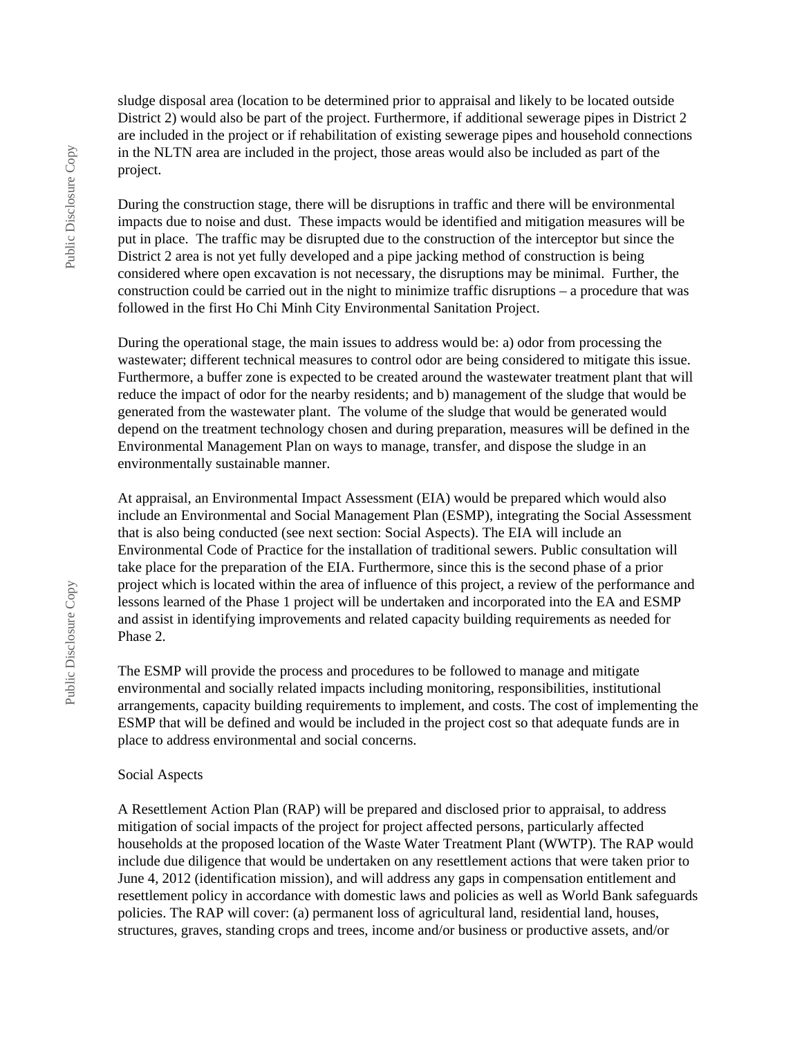sludge disposal area (location to be determined prior to appraisal and likely to be located outside District 2) would also be part of the project. Furthermore, if additional sewerage pipes in District 2 are included in the project or if rehabilitation of existing sewerage pipes and household connections in the NLTN area are included in the project, those areas would also be included as part of the project.

During the construction stage, there will be disruptions in traffic and there will be environmental impacts due to noise and dust. These impacts would be identified and mitigation measures will be put in place. The traffic may be disrupted due to the construction of the interceptor but since the District 2 area is not yet fully developed and a pipe jacking method of construction is being considered where open excavation is not necessary, the disruptions may be minimal. Further, the construction could be carried out in the night to minimize traffic disruptions – a procedure that was followed in the first Ho Chi Minh City Environmental Sanitation Project.

During the operational stage, the main issues to address would be: a) odor from processing the wastewater; different technical measures to control odor are being considered to mitigate this issue. Furthermore, a buffer zone is expected to be created around the wastewater treatment plant that will reduce the impact of odor for the nearby residents; and b) management of the sludge that would be generated from the wastewater plant. The volume of the sludge that would be generated would depend on the treatment technology chosen and during preparation, measures will be defined in the Environmental Management Plan on ways to manage, transfer, and dispose the sludge in an environmentally sustainable manner.

At appraisal, an Environmental Impact Assessment (EIA) would be prepared which would also include an Environmental and Social Management Plan (ESMP), integrating the Social Assessment that is also being conducted (see next section: Social Aspects). The EIA will include an Environmental Code of Practice for the installation of traditional sewers. Public consultation will take place for the preparation of the EIA. Furthermore, since this is the second phase of a prior project which is located within the area of influence of this project, a review of the performance and lessons learned of the Phase 1 project will be undertaken and incorporated into the EA and ESMP and assist in identifying improvements and related capacity building requirements as needed for Phase 2.

The ESMP will provide the process and procedures to be followed to manage and mitigate environmental and socially related impacts including monitoring, responsibilities, institutional arrangements, capacity building requirements to implement, and costs. The cost of implementing the ESMP that will be defined and would be included in the project cost so that adequate funds are in place to address environmental and social concerns.

Social Aspects

A Resettlement Action Plan (RAP) will be prepared and disclosed prior to appraisal, to address mitigation of social impacts of the project for project affected persons, particularly affected households at the proposed location of the Waste Water Treatment Plant (WWTP). The RAP would include due diligence that would be undertaken on any resettlement actions that were taken prior to June 4, 2012 (identification mission), and will address any gaps in compensation entitlement and resettlement policy in accordance with domestic laws and policies as well as World Bank safeguards policies. The RAP will cover: (a) permanent loss of agricultural land, residential land, houses, structures, graves, standing crops and trees, income and/or business or productive assets, and/or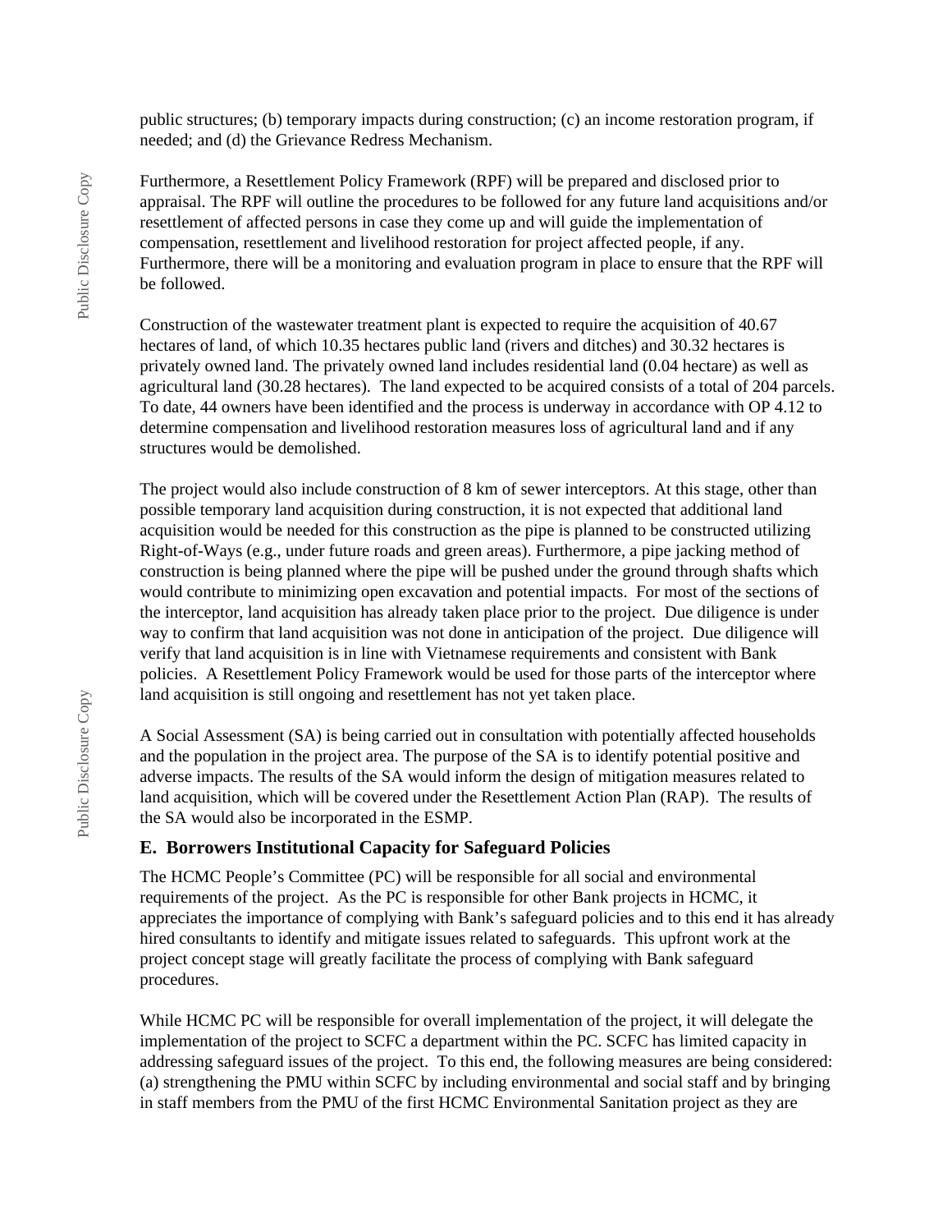public structures; (b) temporary impacts during construction; (c) an income restoration program, if needed; and (d) the Grievance Redress Mechanism.

Furthermore, a Resettlement Policy Framework (RPF) will be prepared and disclosed prior to appraisal. The RPF will outline the procedures to be followed for any future land acquisitions and/or resettlement of affected persons in case they come up and will guide the implementation of compensation, resettlement and livelihood restoration for project affected people, if any. Furthermore, there will be a monitoring and evaluation program in place to ensure that the RPF will be followed.

Construction of the wastewater treatment plant is expected to require the acquisition of 40.67 hectares of land, of which 10.35 hectares public land (rivers and ditches) and 30.32 hectares is privately owned land. The privately owned land includes residential land (0.04 hectare) as well as agricultural land (30.28 hectares). The land expected to be acquired consists of a total of 204 parcels. To date, 44 owners have been identified and the process is underway in accordance with OP 4.12 to determine compensation and livelihood restoration measures loss of agricultural land and if any structures would be demolished.

The project would also include construction of 8 km of sewer interceptors. At this stage, other than possible temporary land acquisition during construction, it is not expected that additional land acquisition would be needed for this construction as the pipe is planned to be constructed utilizing Right-of-Ways (e.g., under future roads and green areas). Furthermore, a pipe jacking method of construction is being planned where the pipe will be pushed under the ground through shafts which would contribute to minimizing open excavation and potential impacts. For most of the sections of the interceptor, land acquisition has already taken place prior to the project. Due diligence is under way to confirm that land acquisition was not done in anticipation of the project. Due diligence will verify that land acquisition is in line with Vietnamese requirements and consistent with Bank policies. A Resettlement Policy Framework would be used for those parts of the interceptor where land acquisition is still ongoing and resettlement has not yet taken place.

A Social Assessment (SA) is being carried out in consultation with potentially affected households and the population in the project area. The purpose of the SA is to identify potential positive and adverse impacts. The results of the SA would inform the design of mitigation measures related to land acquisition, which will be covered under the Resettlement Action Plan (RAP). The results of the SA would also be incorporated in the ESMP.

### E. Borrowers Institutional Capacity for Safeguard Policies

The HCMC People's Committee (PC) will be responsible for all social and environmental requirements of the project. As the PC is responsible for other Bank projects in HCMC, it appreciates the importance of complying with Bank's safeguard policies and to this end it has already hired consultants to identify and mitigate issues related to safeguards. This upfront work at the project concept stage will greatly facilitate the process of complying with Bank safeguard procedures.

While HCMC PC will be responsible for overall implementation of the project, it will delegate the implementation of the project to SCFC a department within the PC. SCFC has limited capacity in addressing safeguard issues of the project. To this end, the following measures are being considered: (a) strengthening the PMU within SCFC by including environmental and social staff and by bringing in staff members from the PMU of the first HCMC Environmental Sanitation project as they are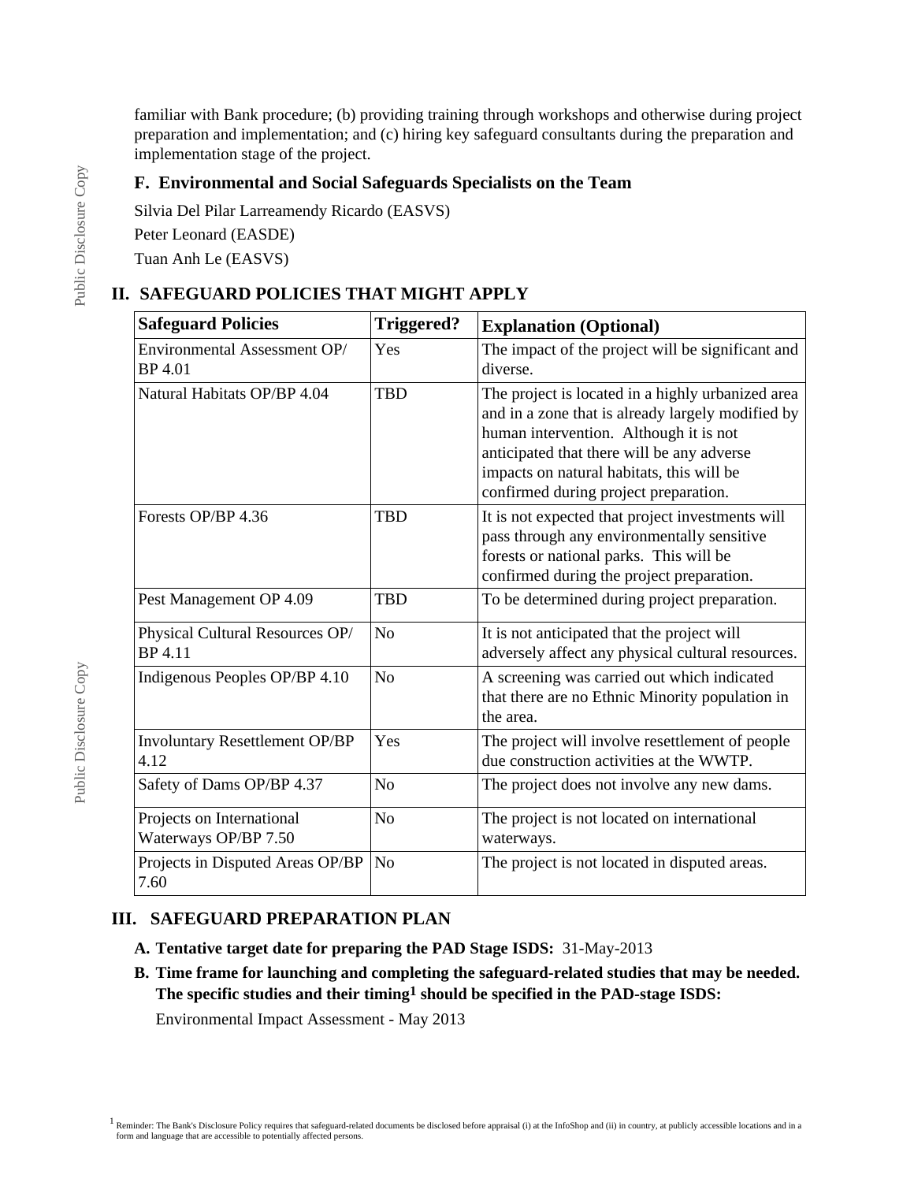familiar with Bank procedure; (b) providing training through workshops and otherwise during project preparation and implementation; and (c) hiring key safeguard consultants during the preparation and implementation stage of the project.

### F. Environmental and Social Safeguards Specialists on the Team

Silvia Del Pilar Larreamendy Ricardo (EASVS)

Peter Leonard (EASDE)

Tuan Anh Le (EASVS)

## II. SAFEGUARD POLICIES THAT MIGHT APPLY

| Safeguard Policies | Triggered? | Explanation (Optional) |
|---|---|---|
| Environmental Assessment OP/ BP 4.01 | Yes | The impact of the project will be significant and diverse. |
| Natural Habitats OP/BP 4.04 | TBD | The project is located in a highly urbanized area and in a zone that is already largely modified by human intervention. Although it is not anticipated that there will be any adverse impacts on natural habitats, this will be confirmed during project preparation. |
| Forests OP/BP 4.36 | TBD | It is not expected that project investments will pass through any environmentally sensitive forests or national parks. This will be confirmed during the project preparation. |
| Pest Management OP 4.09 | TBD | To be determined during project preparation. |
| Physical Cultural Resources OP/ BP 4.11 | No | It is not anticipated that the project will adversely affect any physical cultural resources. |
| Indigenous Peoples OP/BP 4.10 | No | A screening was carried out which indicated that there are no Ethnic Minority population in the area. |
| Involuntary Resettlement OP/BP 4.12 | Yes | The project will involve resettlement of people due construction activities at the WWTP. |
| Safety of Dams OP/BP 4.37 | No | The project does not involve any new dams. |
| Projects on International Waterways OP/BP 7.50 | No | The project is not located on international waterways. |
| Projects in Disputed Areas OP/BP 7.60 | No | The project is not located in disputed areas. |

## III. SAFEGUARD PREPARATION PLAN

**A. Tentative target date for preparing the PAD Stage ISDS:** 31-May-2013

**B. Time frame for launching and completing the safeguard-related studies that may be needed. The specific studies and their timing[1] should be specified in the PAD-stage ISDS:**

Environmental Impact Assessment - May 2013

[1] Reminder: The Bank's Disclosure Policy requires that safeguard-related documents be disclosed before appraisal (i) at the InfoShop and (ii) in country, at publicly accessible locations and in a form and language that are accessible to potentially affected persons.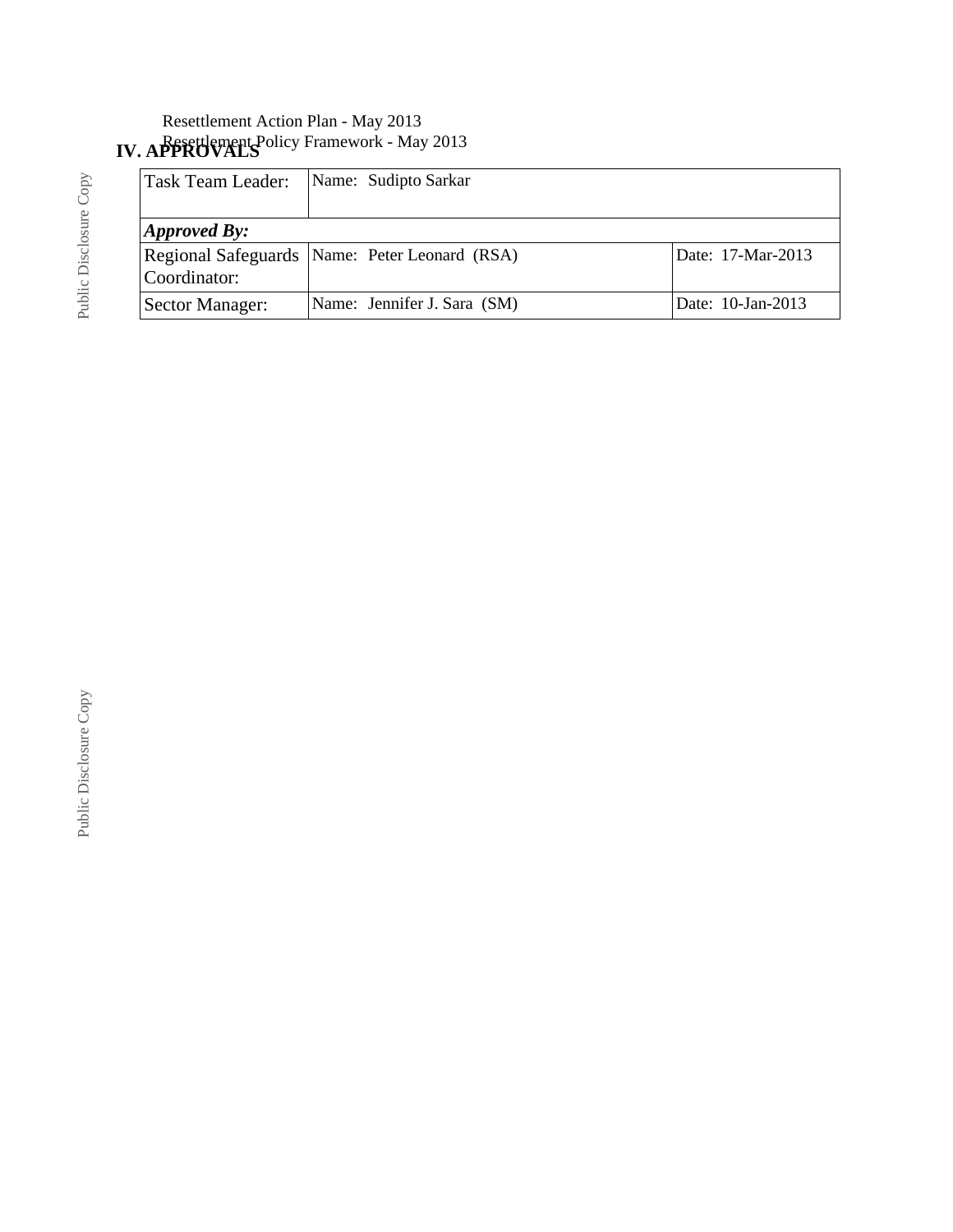Resettlement Action Plan - May 2013

Resettlement Policy Framework - May 2013

## IV. APPROVALS

| | | |
|---|---|---|
| Task Team Leader: | Name: Sudipto Sarkar | |
| ***Approved By:*** | | |
| Regional Safeguards Coordinator: | Name: Peter Leonard (RSA) | Date: 17-Mar-2013 |
| Sector Manager: | Name: Jennifer J. Sara (SM) | Date: 10-Jan-2013 |